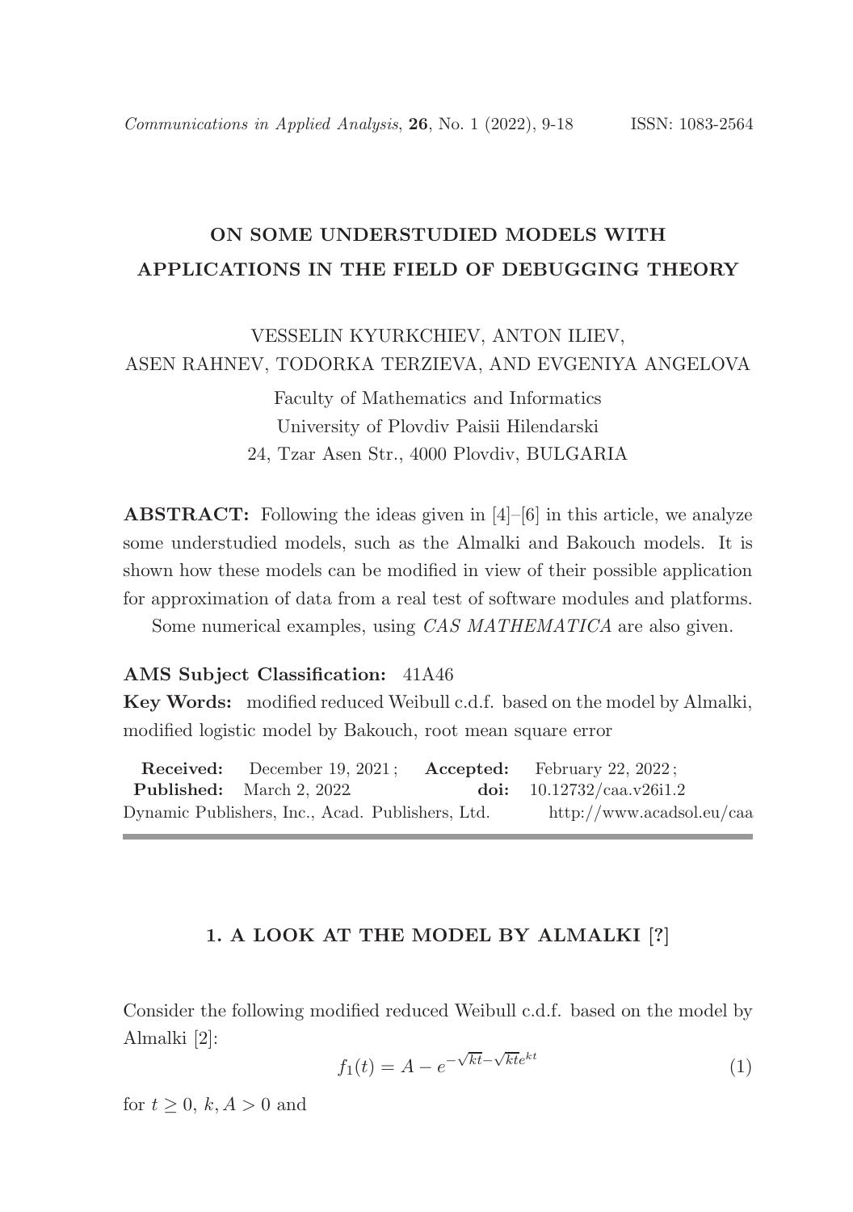# ON SOME UNDERSTUDIED MODELS WITH APPLICATIONS IN THE FIELD OF DEBUGGING THEORY

VESSELIN KYURKCHIEV, ANTON ILIEV,
ASEN RAHNEV, TODORKA TERZIEVA, AND EVGENIYA ANGELOVA

Faculty of Mathematics and Informatics
University of Plovdiv Paisii Hilendarski
24, Tzar Asen Str., 4000 Plovdiv, BULGARIA

**ABSTRACT:** Following the ideas given in [4]–[6] in this article, we analyze some understudied models, such as the Almalki and Bakouch models. It is shown how these models can be modified in view of their possible application for approximation of data from a real test of software modules and platforms.

Some numerical examples, using *CAS MATHEMATICA* are also given.

**AMS Subject Classification:** 41A46

**Key Words:** modified reduced Weibull c.d.f. based on the model by Almalki, modified logistic model by Bakouch, root mean square error

**Received:** December 19, 2021; **Accepted:** February 22, 2022;
**Published:** March 2, 2022 **doi:** 10.12732/caa.v26i1.2
Dynamic Publishers, Inc., Acad. Publishers, Ltd. http://www.acadsol.eu/caa

## 1. A LOOK AT THE MODEL BY ALMALKI [?]

Consider the following modified reduced Weibull c.d.f. based on the model by Almalki [2]:

$$f_1(t) = A - e^{-\sqrt{kt}-\sqrt{kt}e^{kt}} \tag{1}$$

for $t \geq 0$, $k, A > 0$ and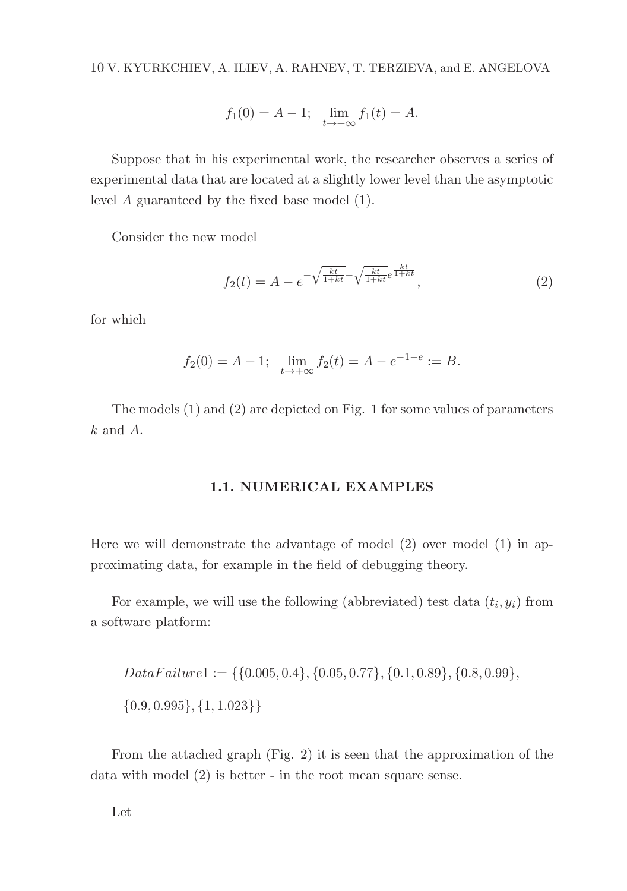$$f_1(0) = A - 1; \quad \lim_{t \to +\infty} f_1(t) = A.$$

Suppose that in his experimental work, the researcher observes a series of experimental data that are located at a slightly lower level than the asymptotic level $A$ guaranteed by the fixed base model (1).

Consider the new model

$$f_2(t) = A - e^{-\sqrt{\frac{kt}{1+kt}} - \sqrt{\frac{kt}{1+kt}} e^{\frac{kt}{1+kt}}}, \tag{2}$$

for which

$$f_2(0) = A - 1; \quad \lim_{t \to +\infty} f_2(t) = A - e^{-1-e} := B.$$

The models (1) and (2) are depicted on Fig. 1 for some values of parameters $k$ and $A$.

### 1.1. NUMERICAL EXAMPLES

Here we will demonstrate the advantage of model (2) over model (1) in approximating data, for example in the field of debugging theory.

For example, we will use the following (abbreviated) test data $(t_i, y_i)$ from a software platform:

$DataFailure1 := \{\{0.005, 0.4\}, \{0.05, 0.77\}, \{0.1, 0.89\}, \{0.8, 0.99\},$

$\{0.9, 0.995\}, \{1, 1.023\}\}$

From the attached graph (Fig. 2) it is seen that the approximation of the data with model (2) is better - in the root mean square sense.

Let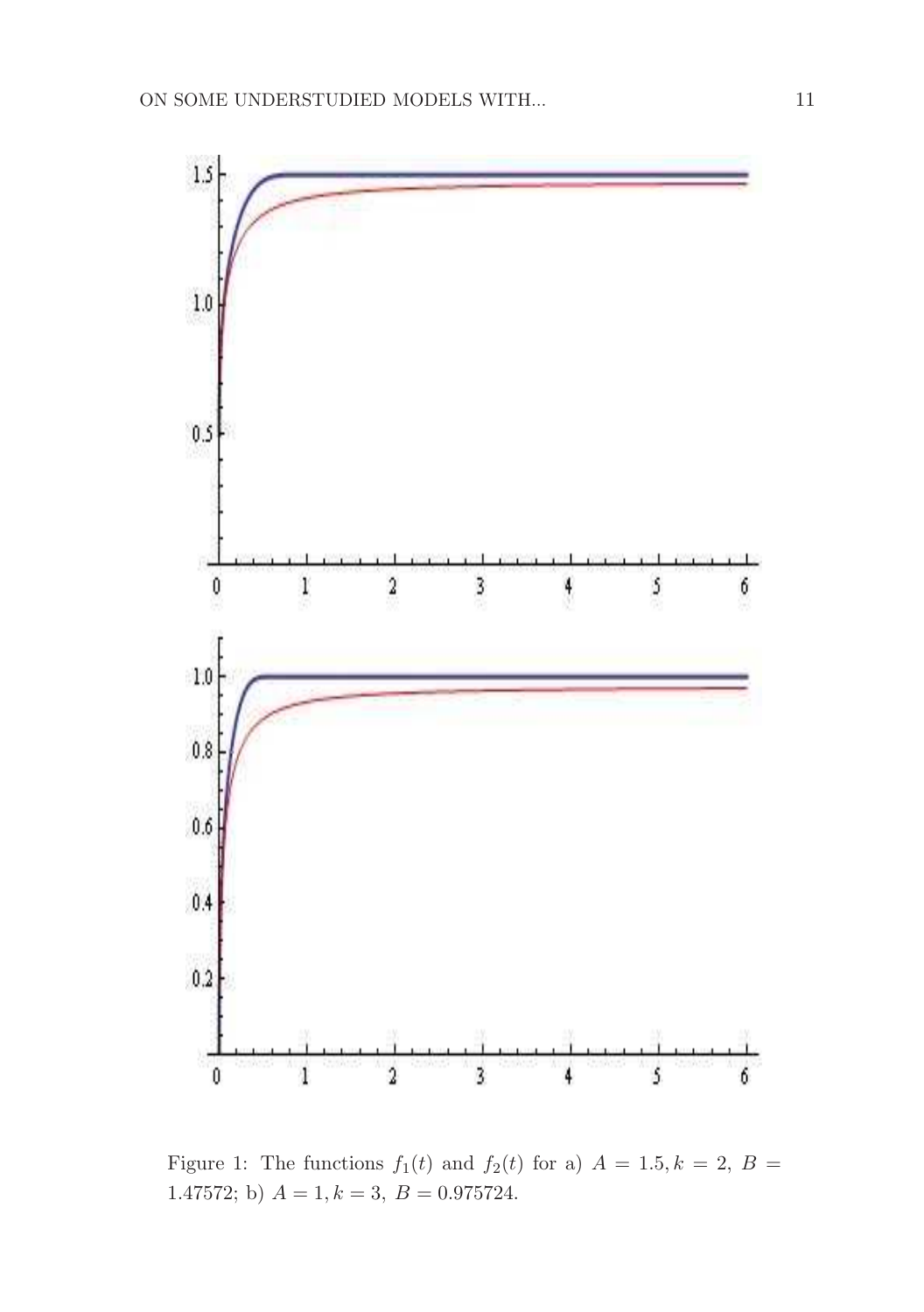Figure 1: The functions $f_1(t)$ and $f_2(t)$ for a) $A = 1.5, k = 2,\ B = 1.47572$; b) $A = 1, k = 3,\ B = 0.975724$.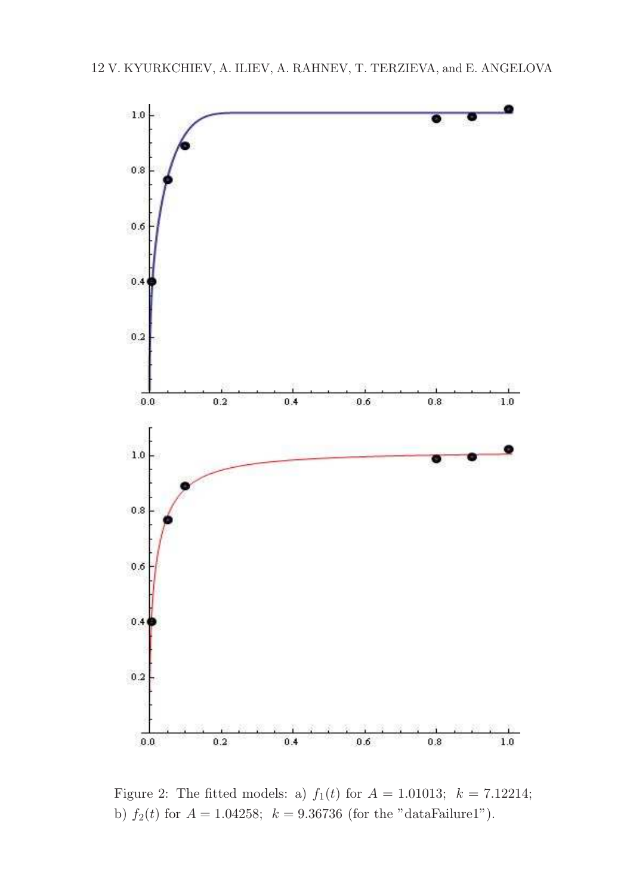Figure 2: The fitted models: a) $f_1(t)$ for $A = 1.01013$; $k = 7.12214$; b) $f_2(t)$ for $A = 1.04258$; $k = 9.36736$ (for the "dataFailure1").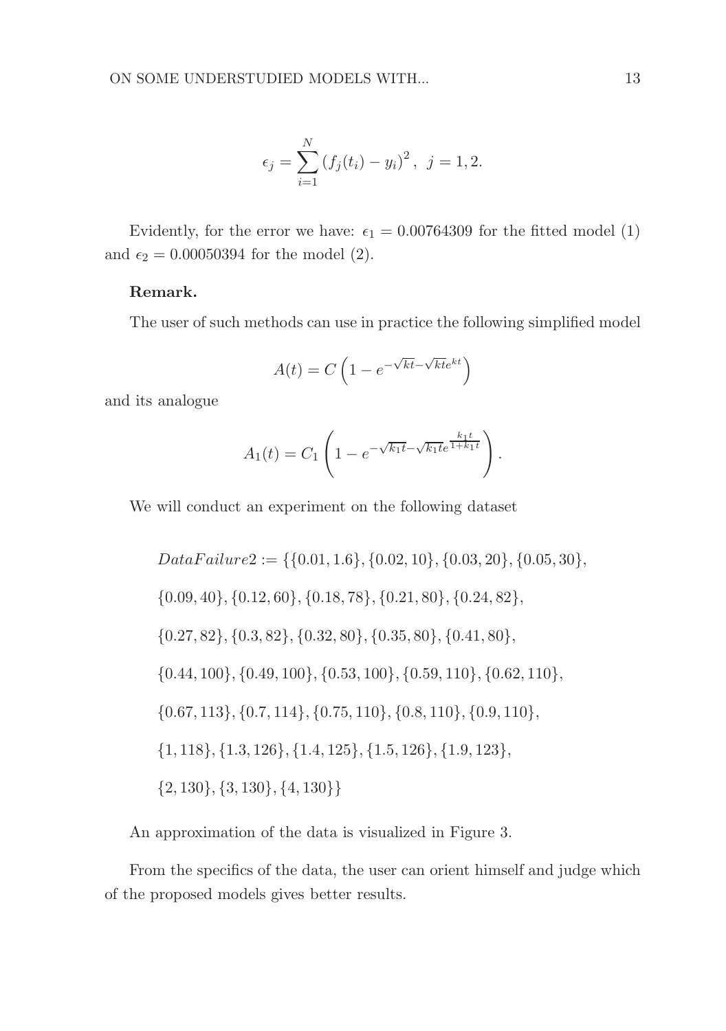$$\epsilon_j = \sum_{i=1}^{N} \left(f_j(t_i) - y_i\right)^2, \ \ j = 1, 2.$$

Evidently, for the error we have: $\epsilon_1 = 0.00764309$ for the fitted model (1) and $\epsilon_2 = 0.00050394$ for the model (2).

**Remark.**

The user of such methods can use in practice the following simplified model

$$A(t) = C\left(1 - e^{-\sqrt{kt} - \sqrt{kt}e^{kt}}\right)$$

and its analogue

$$A_1(t) = C_1\left(1 - e^{-\sqrt{k_1 t} - \sqrt{k_1 t}e^{\frac{k_1 t}{1+k_1 t}}}\right).$$

We will conduct an experiment on the following dataset

$DataFailure2 := \{\{0.01, 1.6\}, \{0.02, 10\}, \{0.03, 20\}, \{0.05, 30\},$

$\{0.09, 40\}, \{0.12, 60\}, \{0.18, 78\}, \{0.21, 80\}, \{0.24, 82\},$

$\{0.27, 82\}, \{0.3, 82\}, \{0.32, 80\}, \{0.35, 80\}, \{0.41, 80\},$

$\{0.44, 100\}, \{0.49, 100\}, \{0.53, 100\}, \{0.59, 110\}, \{0.62, 110\},$

$\{0.67, 113\}, \{0.7, 114\}, \{0.75, 110\}, \{0.8, 110\}, \{0.9, 110\},$

$\{1, 118\}, \{1.3, 126\}, \{1.4, 125\}, \{1.5, 126\}, \{1.9, 123\},$

$\{2, 130\}, \{3, 130\}, \{4, 130\}\}$

An approximation of the data is visualized in Figure 3.

From the specifics of the data, the user can orient himself and judge which of the proposed models gives better results.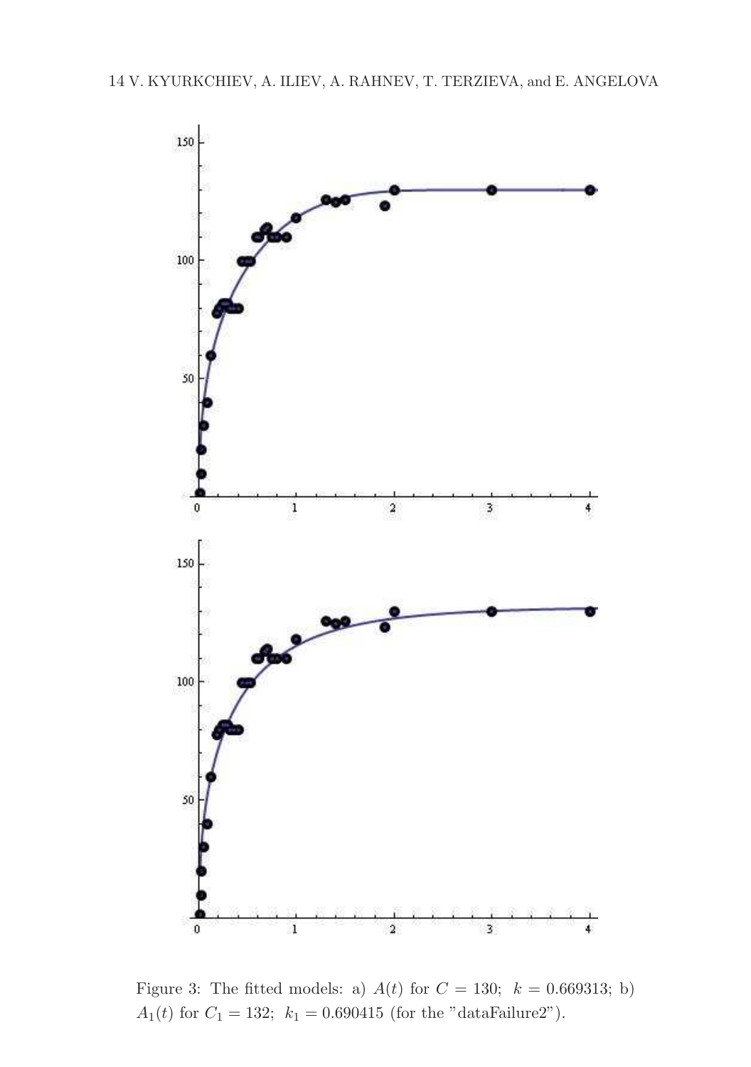Figure 3: The fitted models: a) $A(t)$ for $C = 130$; $k = 0.669313$; b) $A_1(t)$ for $C_1 = 132$; $k_1 = 0.690415$ (for the "dataFailure2").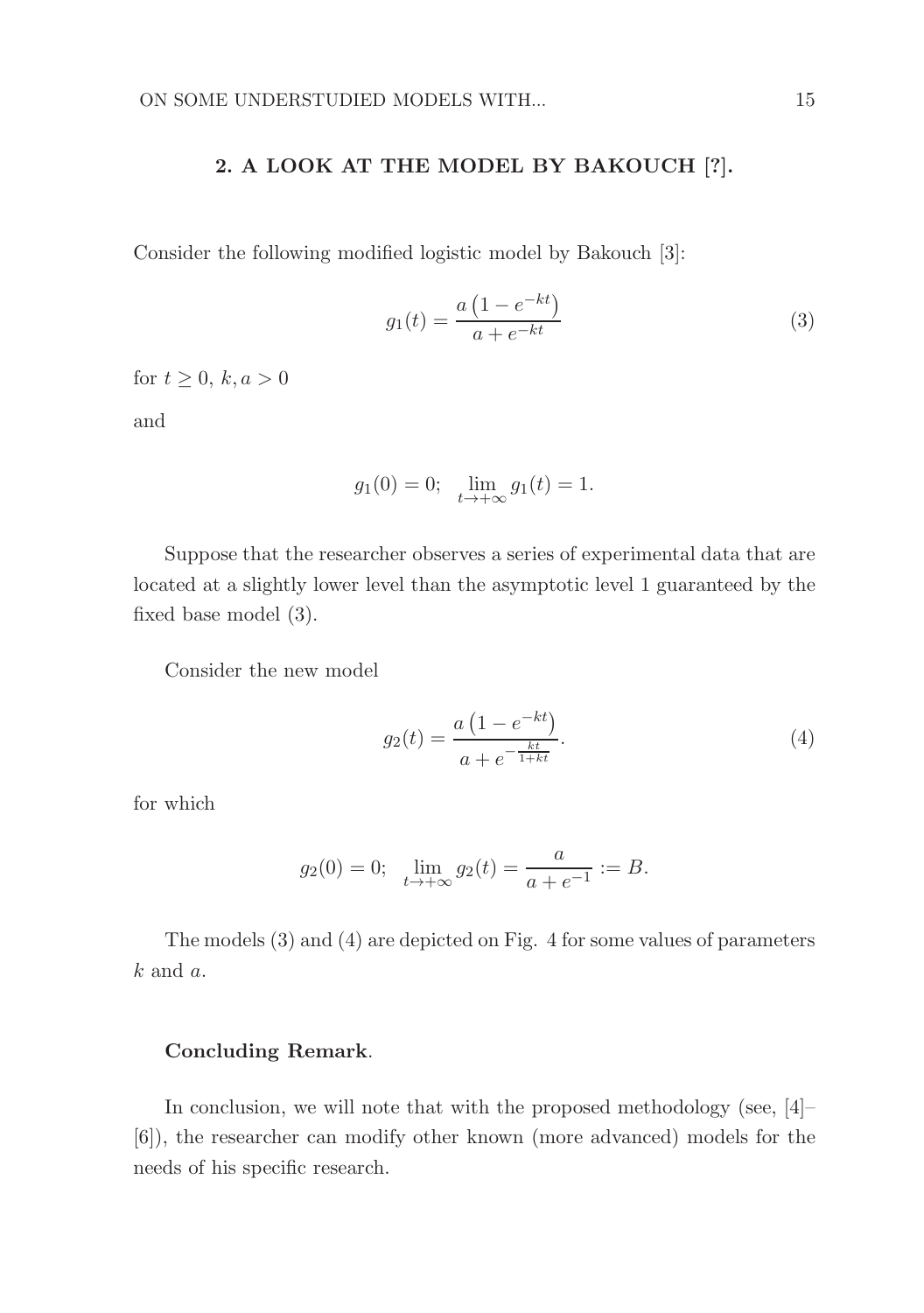## 2. A LOOK AT THE MODEL BY BAKOUCH [?].

Consider the following modified logistic model by Bakouch [3]:

$$g_1(t) = \frac{a\left(1 - e^{-kt}\right)}{a + e^{-kt}} \tag{3}$$

for $t \geq 0,\ k, a > 0$

and

$$g_1(0) = 0; \quad \lim_{t \to +\infty} g_1(t) = 1.$$

Suppose that the researcher observes a series of experimental data that are located at a slightly lower level than the asymptotic level 1 guaranteed by the fixed base model (3).

Consider the new model

$$g_2(t) = \frac{a\left(1 - e^{-kt}\right)}{a + e^{-\frac{kt}{1+kt}}}. \tag{4}$$

for which

$$g_2(0) = 0; \quad \lim_{t \to +\infty} g_2(t) = \frac{a}{a + e^{-1}} := B.$$

The models (3) and (4) are depicted on Fig. 4 for some values of parameters $k$ and $a$.

**Concluding Remark**.

In conclusion, we will note that with the proposed methodology (see, [4]–[6]), the researcher can modify other known (more advanced) models for the needs of his specific research.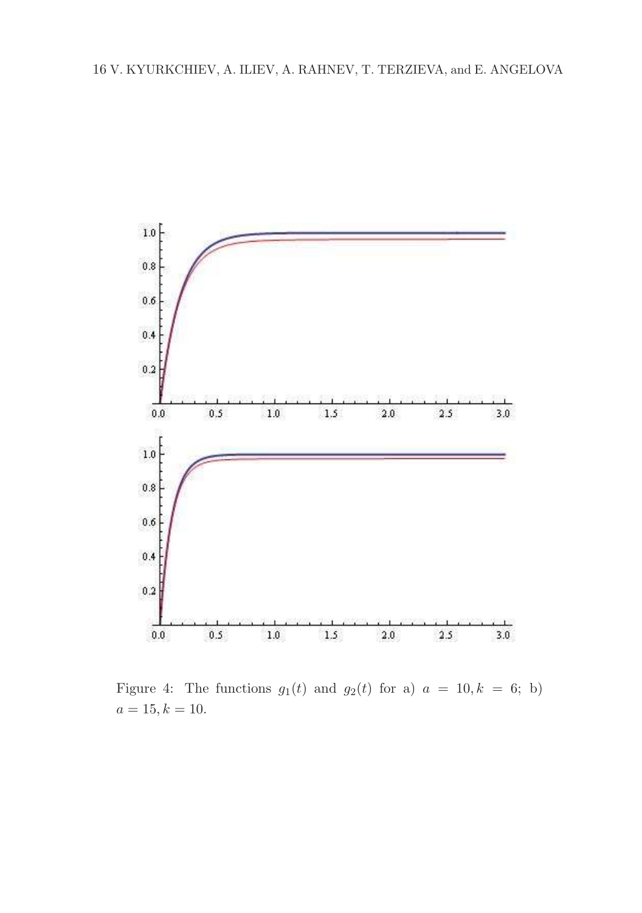Figure 4: The functions $g_1(t)$ and $g_2(t)$ for a) $a = 10, k = 6$; b) $a = 15, k = 10$.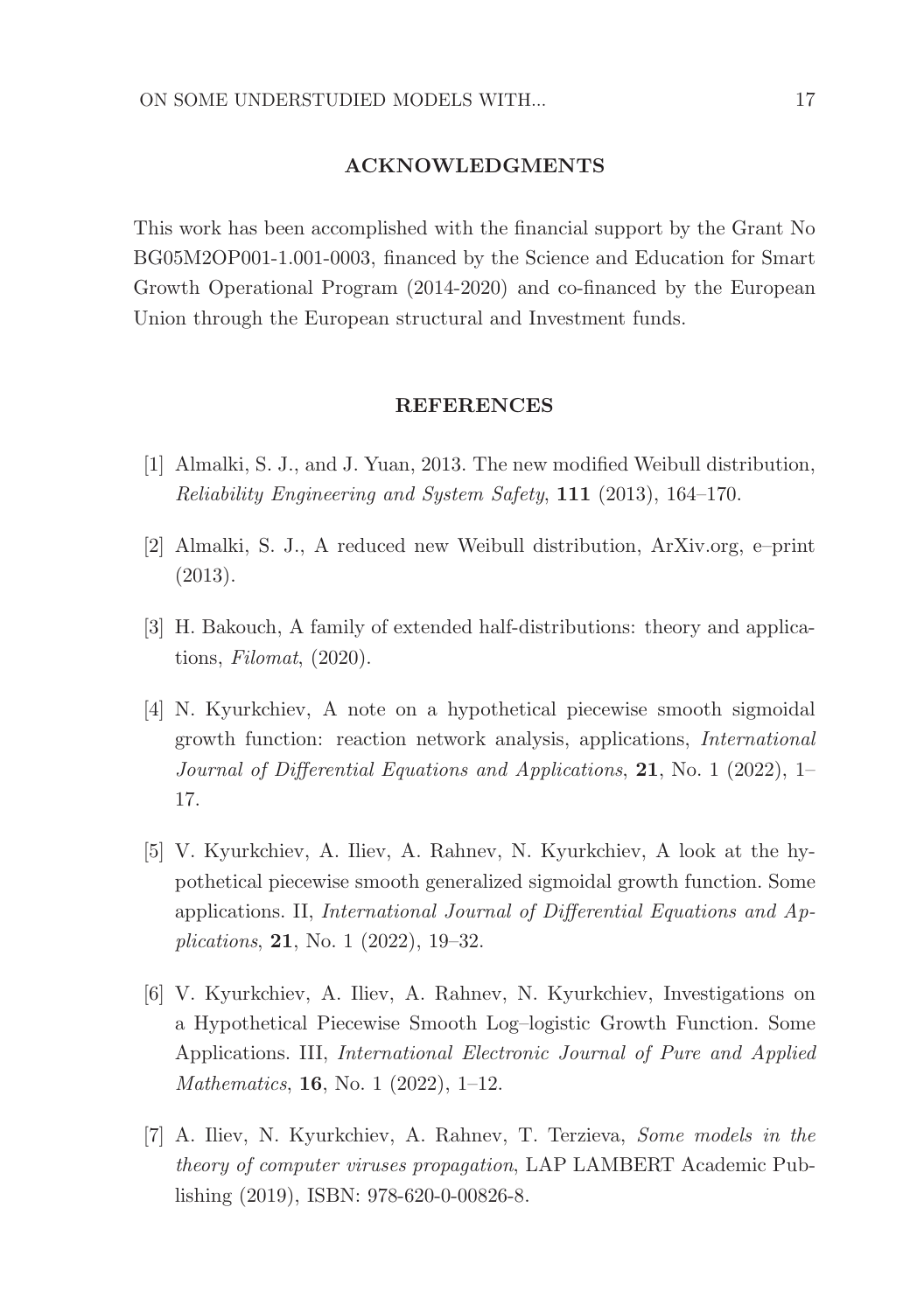## ACKNOWLEDGMENTS

This work has been accomplished with the financial support by the Grant No BG05M2OP001-1.001-0003, financed by the Science and Education for Smart Growth Operational Program (2014-2020) and co-financed by the European Union through the European structural and Investment funds.

## REFERENCES

[1] Almalki, S. J., and J. Yuan, 2013. The new modified Weibull distribution, *Reliability Engineering and System Safety*, **111** (2013), 164–170.

[2] Almalki, S. J., A reduced new Weibull distribution, ArXiv.org, e–print (2013).

[3] H. Bakouch, A family of extended half-distributions: theory and applications, *Filomat*, (2020).

[4] N. Kyurkchiev, A note on a hypothetical piecewise smooth sigmoidal growth function: reaction network analysis, applications, *International Journal of Differential Equations and Applications*, **21**, No. 1 (2022), 1–17.

[5] V. Kyurkchiev, A. Iliev, A. Rahnev, N. Kyurkchiev, A look at the hypothetical piecewise smooth generalized sigmoidal growth function. Some applications. II, *International Journal of Differential Equations and Applications*, **21**, No. 1 (2022), 19–32.

[6] V. Kyurkchiev, A. Iliev, A. Rahnev, N. Kyurkchiev, Investigations on a Hypothetical Piecewise Smooth Log–logistic Growth Function. Some Applications. III, *International Electronic Journal of Pure and Applied Mathematics*, **16**, No. 1 (2022), 1–12.

[7] A. Iliev, N. Kyurkchiev, A. Rahnev, T. Terzieva, *Some models in the theory of computer viruses propagation*, LAP LAMBERT Academic Publishing (2019), ISBN: 978-620-0-00826-8.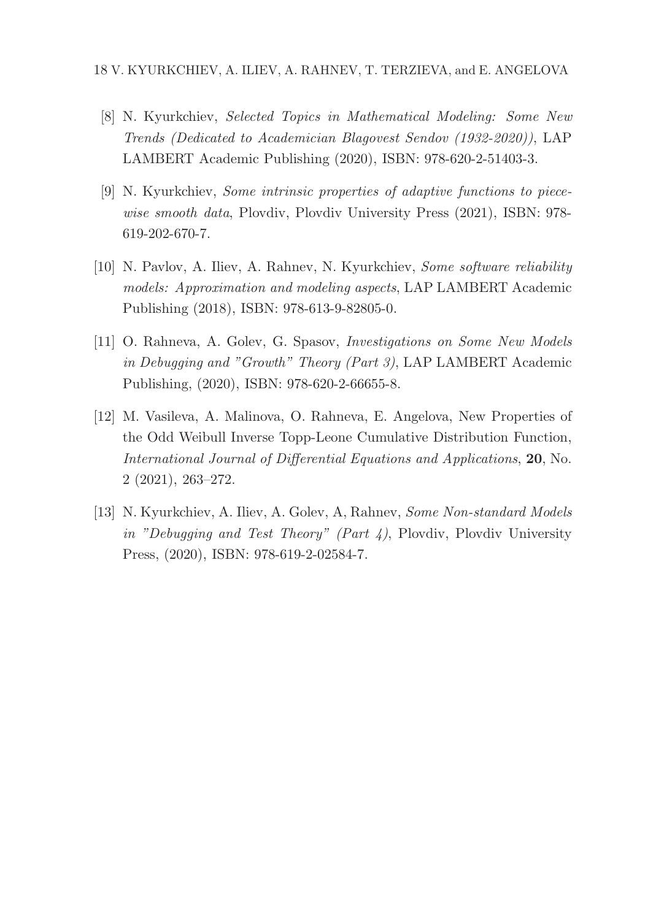[8] N. Kyurkchiev, *Selected Topics in Mathematical Modeling: Some New Trends (Dedicated to Academician Blagovest Sendov (1932-2020))*, LAP LAMBERT Academic Publishing (2020), ISBN: 978-620-2-51403-3.

[9] N. Kyurkchiev, *Some intrinsic properties of adaptive functions to piecewise smooth data*, Plovdiv, Plovdiv University Press (2021), ISBN: 978-619-202-670-7.

[10] N. Pavlov, A. Iliev, A. Rahnev, N. Kyurkchiev, *Some software reliability models: Approximation and modeling aspects*, LAP LAMBERT Academic Publishing (2018), ISBN: 978-613-9-82805-0.

[11] O. Rahneva, A. Golev, G. Spasov, *Investigations on Some New Models in Debugging and "Growth" Theory (Part 3)*, LAP LAMBERT Academic Publishing, (2020), ISBN: 978-620-2-66655-8.

[12] M. Vasileva, A. Malinova, O. Rahneva, E. Angelova, New Properties of the Odd Weibull Inverse Topp-Leone Cumulative Distribution Function, *International Journal of Differential Equations and Applications*, **20**, No. 2 (2021), 263–272.

[13] N. Kyurkchiev, A. Iliev, A. Golev, A, Rahnev, *Some Non-standard Models in "Debugging and Test Theory" (Part 4)*, Plovdiv, Plovdiv University Press, (2020), ISBN: 978-619-2-02584-7.